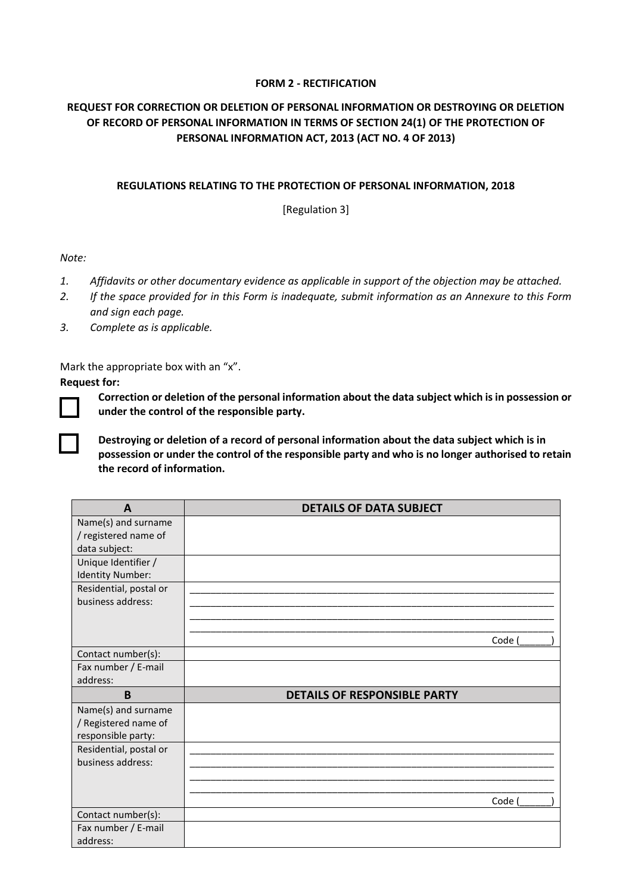**FORM 2 - RECTIFICATION**

**REQUEST FOR CORRECTION OR DELETION OF PERSONAL INFORMATION OR DESTROYING OR DELETION OF RECORD OF PERSONAL INFORMATION IN TERMS OF SECTION 24(1) OF THE PROTECTION OF PERSONAL INFORMATION ACT, 2013 (ACT NO. 4 OF 2013)**

**REGULATIONS RELATING TO THE PROTECTION OF PERSONAL INFORMATION, 2018**

[Regulation 3]

*Note:*

1. *Affidavits or other documentary evidence as applicable in support of the objection may be attached.*
2. *If the space provided for in this Form is inadequate, submit information as an Annexure to this Form and sign each page.*
3. *Complete as is applicable.*

Mark the appropriate box with an "x".

**Request for:**

☐ **Correction or deletion of the personal information about the data subject which is in possession or under the control of the responsible party.**

☐ **Destroying or deletion of a record of personal information about the data subject which is in possession or under the control of the responsible party and who is no longer authorised to retain the record of information.**

| **A** | **DETAILS OF DATA SUBJECT** |
|---|---|
| Name(s) and surname / registered name of data subject: | |
| Unique Identifier / Identity Number: | |
| Residential, postal or business address: | ____________________ ____________________ ____________________ ____________________ Code (______) |
| Contact number(s): | |
| Fax number / E-mail address: | |
| **B** | **DETAILS OF RESPONSIBLE PARTY** |
| Name(s) and surname / Registered name of responsible party: | |
| Residential, postal or business address: | ____________________ ____________________ ____________________ ____________________ Code (______) |
| Contact number(s): | |
| Fax number / E-mail address: | |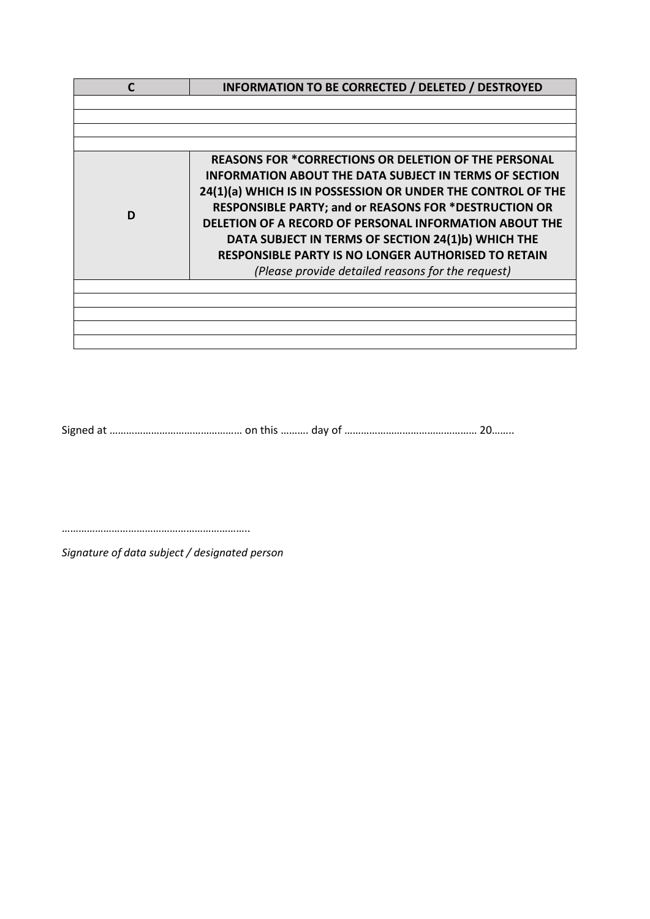| C | INFORMATION TO BE CORRECTED / DELETED / DESTROYED |
|---|---|
| | |
| | |
| | |
| | |
| **D** | **REASONS FOR *CORRECTIONS OR DELETION OF THE PERSONAL INFORMATION ABOUT THE DATA SUBJECT IN TERMS OF SECTION 24(1)(a) WHICH IS IN POSSESSION OR UNDER THE CONTROL OF THE RESPONSIBLE PARTY; and or REASONS FOR *DESTRUCTION OR DELETION OF A RECORD OF PERSONAL INFORMATION ABOUT THE DATA SUBJECT IN TERMS OF SECTION 24(1)b) WHICH THE RESPONSIBLE PARTY IS NO LONGER AUTHORISED TO RETAIN** *(Please provide detailed reasons for the request)* |
| | |
| | |
| | |
| | |
| | |

Signed at ………………………………………… on this ………. day of ………………………………………… 20……..

…………………………………………………………..

*Signature of data subject / designated person*